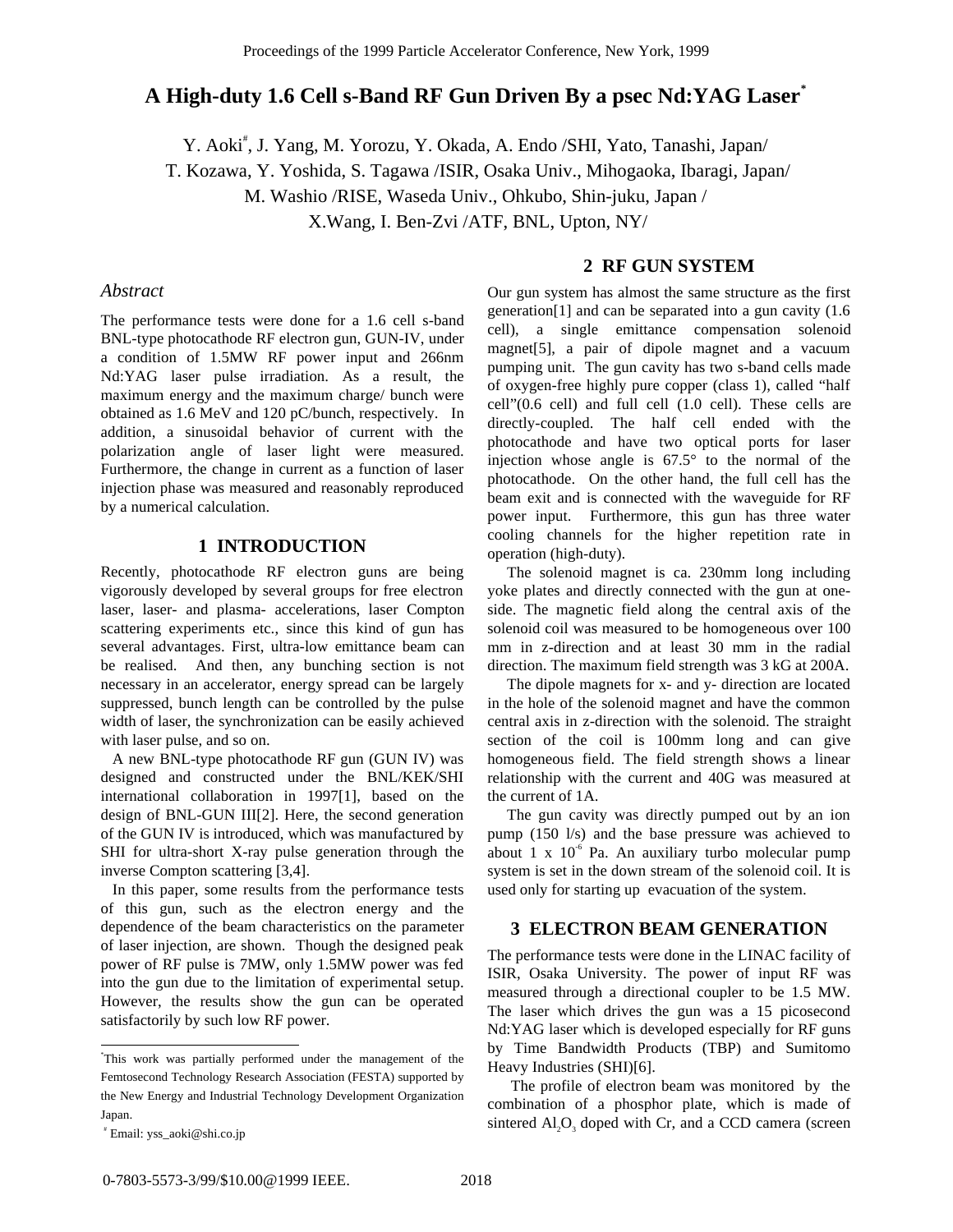# A High-duty 1.6 Cell s-Band RF Gun Driven By a psec Nd:YAG Laser[*]

Y. Aoki[#], J. Yang, M. Yorozu, Y. Okada, A. Endo /SHI, Yato, Tanashi, Japan/
T. Kozawa, Y. Yoshida, S. Tagawa /ISIR, Osaka Univ., Mihogaoka, Ibaragi, Japan/
M. Washio /RISE, Waseda Univ., Ohkubo, Shin-juku, Japan /
X.Wang, I. Ben-Zvi /ATF, BNL, Upton, NY/

## *Abstract*

The performance tests were done for a 1.6 cell s-band BNL-type photocathode RF electron gun, GUN-IV, under a condition of 1.5MW RF power input and 266nm Nd:YAG laser pulse irradiation. As a result, the maximum energy and the maximum charge/ bunch were obtained as 1.6 MeV and 120 pC/bunch, respectively. In addition, a sinusoidal behavior of current with the polarization angle of laser light were measured. Furthermore, the change in current as a function of laser injection phase was measured and reasonably reproduced by a numerical calculation.

## 1 INTRODUCTION

Recently, photocathode RF electron guns are being vigorously developed by several groups for free electron laser, laser- and plasma- accelerations, laser Compton scattering experiments etc., since this kind of gun has several advantages. First, ultra-low emittance beam can be realised. And then, any bunching section is not necessary in an accelerator, energy spread can be largely suppressed, bunch length can be controlled by the pulse width of laser, the synchronization can be easily achieved with laser pulse, and so on.

A new BNL-type photocathode RF gun (GUN IV) was designed and constructed under the BNL/KEK/SHI international collaboration in 1997[1], based on the design of BNL-GUN III[2]. Here, the second generation of the GUN IV is introduced, which was manufactured by SHI for ultra-short X-ray pulse generation through the inverse Compton scattering [3,4].

In this paper, some results from the performance tests of this gun, such as the electron energy and the dependence of the beam characteristics on the parameter of laser injection, are shown. Though the designed peak power of RF pulse is 7MW, only 1.5MW power was fed into the gun due to the limitation of experimental setup. However, the results show the gun can be operated satisfactorily by such low RF power.

## 2 RF GUN SYSTEM

Our gun system has almost the same structure as the first generation[1] and can be separated into a gun cavity (1.6 cell), a single emittance compensation solenoid magnet[5], a pair of dipole magnet and a vacuum pumping unit. The gun cavity has two s-band cells made of oxygen-free highly pure copper (class 1), called "half cell"(0.6 cell) and full cell (1.0 cell). These cells are directly-coupled. The half cell ended with the photocathode and have two optical ports for laser injection whose angle is 67.5° to the normal of the photocathode. On the other hand, the full cell has the beam exit and is connected with the waveguide for RF power input. Furthermore, this gun has three water cooling channels for the higher repetition rate in operation (high-duty).

The solenoid magnet is ca. 230mm long including yoke plates and directly connected with the gun at one-side. The magnetic field along the central axis of the solenoid coil was measured to be homogeneous over 100 mm in z-direction and at least 30 mm in the radial direction. The maximum field strength was 3 kG at 200A.

The dipole magnets for x- and y- direction are located in the hole of the solenoid magnet and have the common central axis in z-direction with the solenoid. The straight section of the coil is 100mm long and can give homogeneous field. The field strength shows a linear relationship with the current and 40G was measured at the current of 1A.

The gun cavity was directly pumped out by an ion pump (150 l/s) and the base pressure was achieved to about $1 \times 10^{-6}$ Pa. An auxiliary turbo molecular pump system is set in the down stream of the solenoid coil. It is used only for starting up evacuation of the system.

## 3 ELECTRON BEAM GENERATION

The performance tests were done in the LINAC facility of ISIR, Osaka University. The power of input RF was measured through a directional coupler to be 1.5 MW. The laser which drives the gun was a 15 picosecond Nd:YAG laser which is developed especially for RF guns by Time Bandwidth Products (TBP) and Sumitomo Heavy Industries (SHI)[6].

The profile of electron beam was monitored by the combination of a phosphor plate, which is made of sintered $Al_2O_3$ doped with Cr, and a CCD camera (screen

---

[*] This work was partially performed under the management of the Femtosecond Technology Research Association (FESTA) supported by the New Energy and Industrial Technology Development Organization Japan.

[#] Email: yss_aoki@shi.co.jp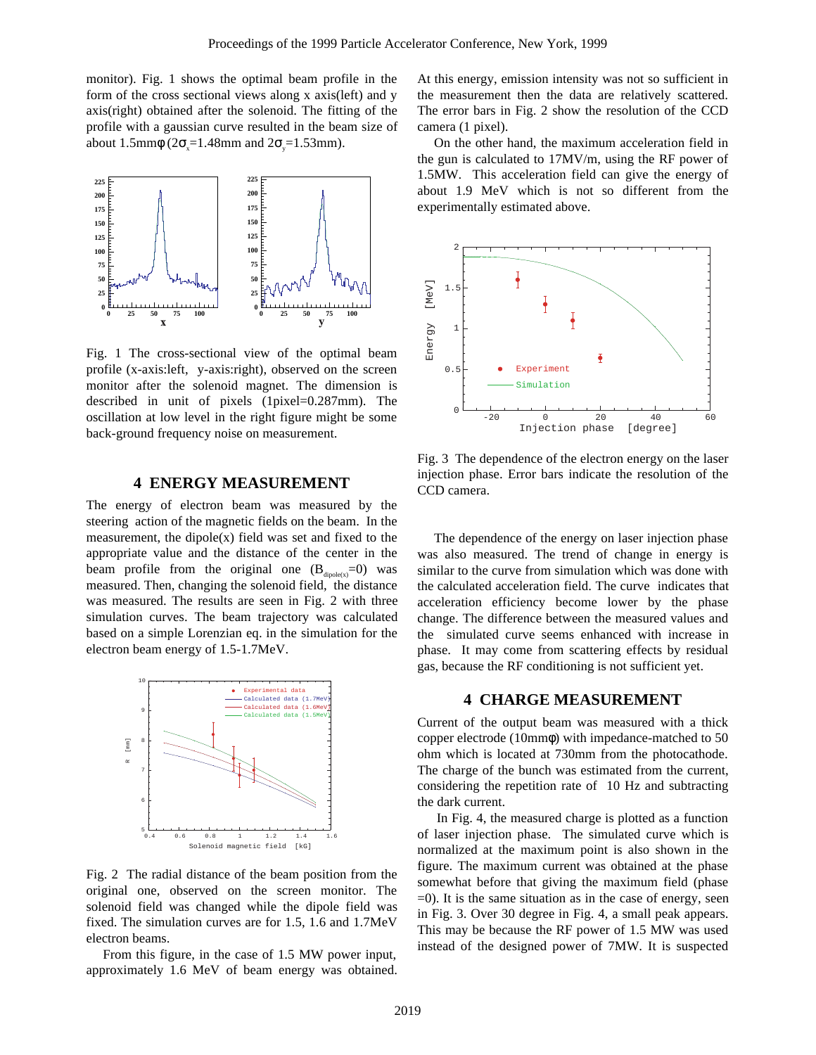monitor). Fig. 1 shows the optimal beam profile in the form of the cross sectional views along x axis(left) and y axis(right) obtained after the solenoid. The fitting of the profile with a gaussian curve resulted in the beam size of about 1.5mmφ ($2\sigma_x$=1.48mm and $2\sigma_y$=1.53mm).

Fig. 1 The cross-sectional view of the optimal beam profile (x-axis:left, y-axis:right), observed on the screen monitor after the solenoid magnet. The dimension is described in unit of pixels (1pixel=0.287mm). The oscillation at low level in the right figure might be some back-ground frequency noise on measurement.

## 4 ENERGY MEASUREMENT

The energy of electron beam was measured by the steering action of the magnetic fields on the beam. In the measurement, the dipole(x) field was set and fixed to the appropriate value and the distance of the center in the beam profile from the original one ($B_{dipole(x)}$=0) was measured. Then, changing the solenoid field, the distance was measured. The results are seen in Fig. 2 with three simulation curves. The beam trajectory was calculated based on a simple Lorenzian eq. in the simulation for the electron beam energy of 1.5-1.7MeV.

Fig. 2 The radial distance of the beam position from the original one, observed on the screen monitor. The solenoid field was changed while the dipole field was fixed. The simulation curves are for 1.5, 1.6 and 1.7MeV electron beams.

From this figure, in the case of 1.5 MW power input, approximately 1.6 MeV of beam energy was obtained. At this energy, emission intensity was not so sufficient in the measurement then the data are relatively scattered. The error bars in Fig. 2 show the resolution of the CCD camera (1 pixel).

On the other hand, the maximum acceleration field in the gun is calculated to 17MV/m, using the RF power of 1.5MW. This acceleration field can give the energy of about 1.9 MeV which is not so different from the experimentally estimated above.

Fig. 3 The dependence of the electron energy on the laser injection phase. Error bars indicate the resolution of the CCD camera.

The dependence of the energy on laser injection phase was also measured. The trend of change in energy is similar to the curve from simulation which was done with the calculated acceleration field. The curve indicates that acceleration efficiency become lower by the phase change. The difference between the measured values and the simulated curve seems enhanced with increase in phase. It may come from scattering effects by residual gas, because the RF conditioning is not sufficient yet.

## 4 CHARGE MEASUREMENT

Current of the output beam was measured with a thick copper electrode (10mmφ) with impedance-matched to 50 ohm which is located at 730mm from the photocathode. The charge of the bunch was estimated from the current, considering the repetition rate of 10 Hz and subtracting the dark current.

In Fig. 4, the measured charge is plotted as a function of laser injection phase. The simulated curve which is also normalized at the maximum point is also shown in the figure. The maximum current was obtained at the phase somewhat before that giving the maximum field (phase =0). It is the same situation as in the case of energy, seen in Fig. 3. Over 30 degree in Fig. 4, a small peak appears. This may be because the RF power of 1.5 MW was used instead of the designed power of 7MW. It is suspected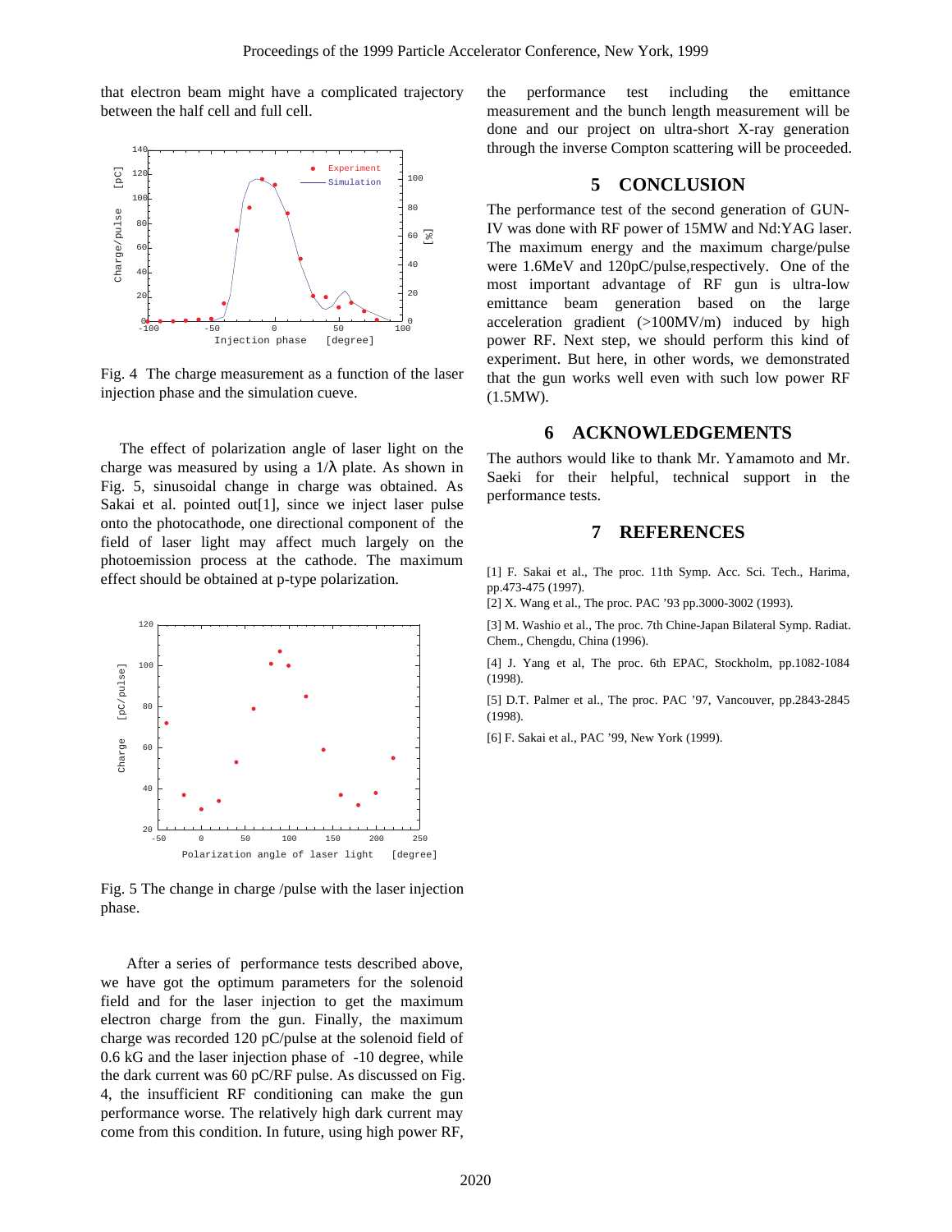that electron beam might have a complicated trajectory between the half cell and full cell.

140
120
100
80
60
40
20
0
Charge/pulse [pC]
Experiment
Simulation
100
80
60
40
20
0
[%]
-100 -50 0 50 100
Injection phase [degree]

Fig. 4 The charge measurement as a function of the laser injection phase and the simulation cueve.

The effect of polarization angle of laser light on the charge was measured by using a 1/λ plate. As shown in Fig. 5, sinusoidal change in charge was obtained. As Sakai et al. pointed out[1], since we inject laser pulse onto the photocathode, one directional component of the field of laser light may affect much largely on the photoemission process at the cathode. The maximum effect should be obtained at p-type polarization.

120
100
80
60
40
20
Charge [pC/pulse]
-50 0 50 100 150 200 250
Polarization angle of laser light [degree]

Fig. 5 The change in charge /pulse with the laser injection phase.

After a series of performance tests described above, we have got the optimum parameters for the solenoid field and for the laser injection to get the maximum electron charge from the gun. Finally, the maximum charge was recorded 120 pC/pulse at the solenoid field of 0.6 kG and the laser injection phase of -10 degree, while the dark current was 60 pC/RF pulse. As discussed on Fig. 4, the insufficient RF conditioning can make the gun performance worse. The relatively high dark current may come from this condition. In future, using high power RF, the performance test including the emittance measurement and the bunch length measurement will be done and our project on ultra-short X-ray generation through the inverse Compton scattering will be proceeded.

## 5 CONCLUSION

The performance test of the second generation of GUN-IV was done with RF power of 15MW and Nd:YAG laser. The maximum energy and the maximum charge/pulse were 1.6MeV and 120pC/pulse,respectively. One of the most important advantage of RF gun is ultra-low emittance beam generation based on the large acceleration gradient (>100MV/m) induced by high power RF. Next step, we should perform this kind of experiment. But here, in other words, we demonstrated that the gun works well even with such low power RF (1.5MW).

## 6 ACKNOWLEDGEMENTS

The authors would like to thank Mr. Yamamoto and Mr. Saeki for their helpful, technical support in the performance tests.

## 7 REFERENCES

[1] F. Sakai et al., The proc. 11th Symp. Acc. Sci. Tech., Harima, pp.473-475 (1997).

[2] X. Wang et al., The proc. PAC '93 pp.3000-3002 (1993).

[3] M. Washio et al., The proc. 7th Chine-Japan Bilateral Symp. Radiat. Chem., Chengdu, China (1996).

[4] J. Yang et al, The proc. 6th EPAC, Stockholm, pp.1082-1084 (1998).

[5] D.T. Palmer et al., The proc. PAC '97, Vancouver, pp.2843-2845 (1998).

[6] F. Sakai et al., PAC '99, New York (1999).